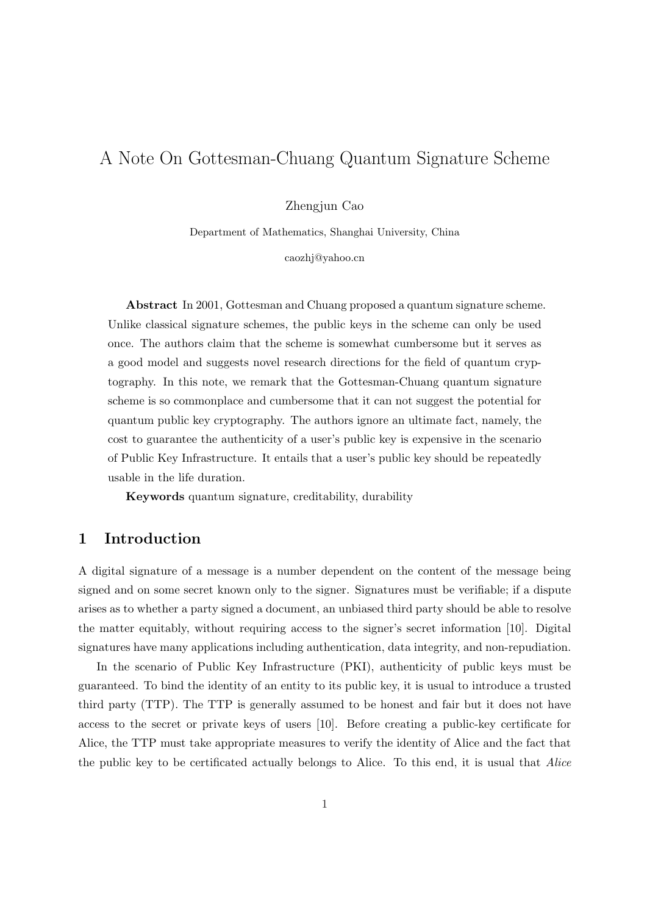# A Note On Gottesman-Chuang Quantum Signature Scheme

Zhengjun Cao

Department of Mathematics, Shanghai University, China

caozhj@yahoo.cn

**Abstract** In 2001, Gottesman and Chuang proposed a quantum signature scheme. Unlike classical signature schemes, the public keys in the scheme can only be used once. The authors claim that the scheme is somewhat cumbersome but it serves as a good model and suggests novel research directions for the field of quantum cryptography. In this note, we remark that the Gottesman-Chuang quantum signature scheme is so commonplace and cumbersome that it can not suggest the potential for quantum public key cryptography. The authors ignore an ultimate fact, namely, the cost to guarantee the authenticity of a user's public key is expensive in the scenario of Public Key Infrastructure. It entails that a user's public key should be repeatedly usable in the life duration.

**Keywords** quantum signature, creditability, durability

## 1 Introduction

A digital signature of a message is a number dependent on the content of the message being signed and on some secret known only to the signer. Signatures must be verifiable; if a dispute arises as to whether a party signed a document, an unbiased third party should be able to resolve the matter equitably, without requiring access to the signer's secret information [10]. Digital signatures have many applications including authentication, data integrity, and non-repudiation.

In the scenario of Public Key Infrastructure (PKI), authenticity of public keys must be guaranteed. To bind the identity of an entity to its public key, it is usual to introduce a trusted third party (TTP). The TTP is generally assumed to be honest and fair but it does not have access to the secret or private keys of users [10]. Before creating a public-key certificate for Alice, the TTP must take appropriate measures to verify the identity of Alice and the fact that the public key to be certificated actually belongs to Alice. To this end, it is usual that *Alice*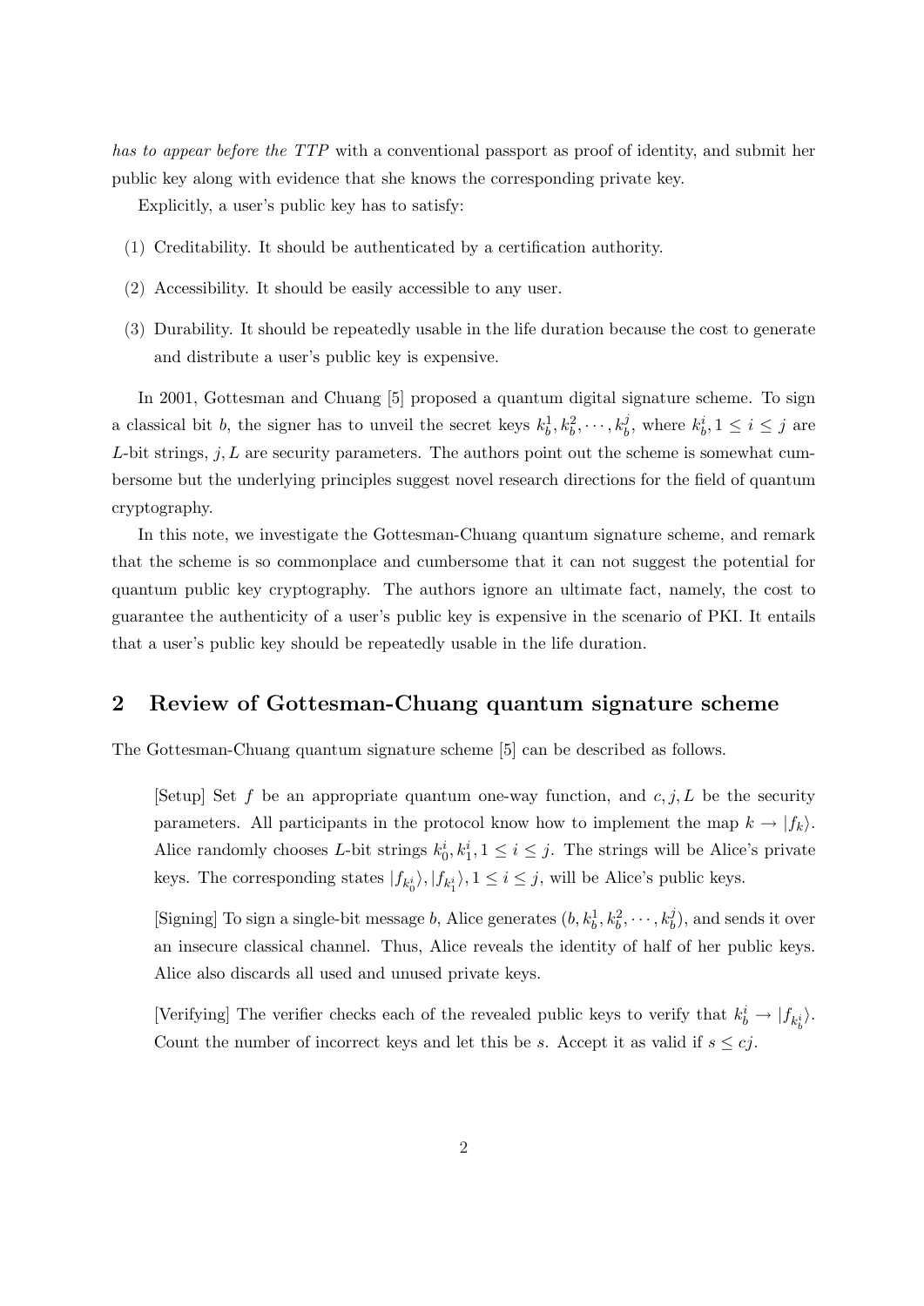*has to appear before the TTP* with a conventional passport as proof of identity, and submit her public key along with evidence that she knows the corresponding private key.

Explicitly, a user's public key has to satisfy:

(1) Creditability. It should be authenticated by a certification authority.

(2) Accessibility. It should be easily accessible to any user.

(3) Durability. It should be repeatedly usable in the life duration because the cost to generate and distribute a user's public key is expensive.

In 2001, Gottesman and Chuang [5] proposed a quantum digital signature scheme. To sign a classical bit $b$, the signer has to unveil the secret keys $k_b^1, k_b^2, \cdots, k_b^j$, where $k_b^i, 1 \leq i \leq j$ are $L$-bit strings, $j, L$ are security parameters. The authors point out the scheme is somewhat cumbersome but the underlying principles suggest novel research directions for the field of quantum cryptography.

In this note, we investigate the Gottesman-Chuang quantum signature scheme, and remark that the scheme is so commonplace and cumbersome that it can not suggest the potential for quantum public key cryptography. The authors ignore an ultimate fact, namely, the cost to guarantee the authenticity of a user's public key is expensive in the scenario of PKI. It entails that a user's public key should be repeatedly usable in the life duration.

## 2 Review of Gottesman-Chuang quantum signature scheme

The Gottesman-Chuang quantum signature scheme [5] can be described as follows.

[Setup] Set $f$ be an appropriate quantum one-way function, and $c, j, L$ be the security parameters. All participants in the protocol know how to implement the map $k \rightarrow |f_k\rangle$. Alice randomly chooses $L$-bit strings $k_0^i, k_1^i, 1 \leq i \leq j$. The strings will be Alice's private keys. The corresponding states $|f_{k_0^i}\rangle, |f_{k_1^i}\rangle, 1 \leq i \leq j$, will be Alice's public keys.

[Signing] To sign a single-bit message $b$, Alice generates $(b, k_b^1, k_b^2, \cdots, k_b^j)$, and sends it over an insecure classical channel. Thus, Alice reveals the identity of half of her public keys. Alice also discards all used and unused private keys.

[Verifying] The verifier checks each of the revealed public keys to verify that $k_b^i \rightarrow |f_{k_b^i}\rangle$. Count the number of incorrect keys and let this be $s$. Accept it as valid if $s \leq cj$.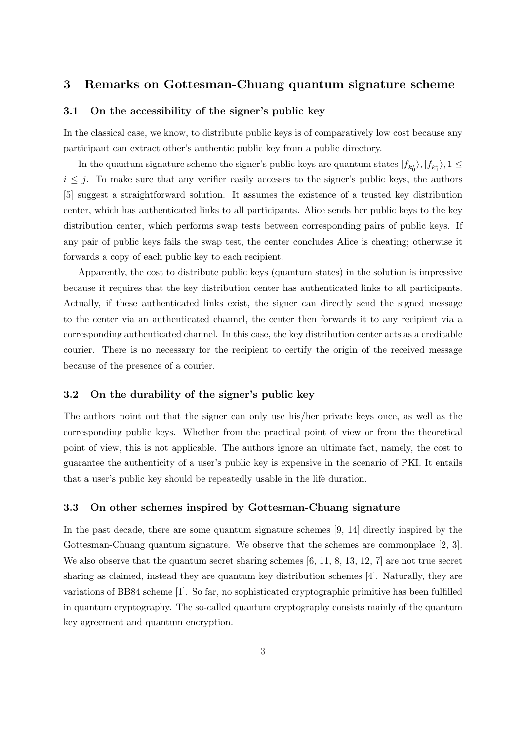## 3 Remarks on Gottesman-Chuang quantum signature scheme

### 3.1 On the accessibility of the signer's public key

In the classical case, we know, to distribute public keys is of comparatively low cost because any participant can extract other's authentic public key from a public directory.

In the quantum signature scheme the signer's public keys are quantum states $|f_{k_0^i}\rangle, |f_{k_1^i}\rangle, 1 \leq i \leq j$. To make sure that any verifier easily accesses to the signer's public keys, the authors [5] suggest a straightforward solution. It assumes the existence of a trusted key distribution center, which has authenticated links to all participants. Alice sends her public keys to the key distribution center, which performs swap tests between corresponding pairs of public keys. If any pair of public keys fails the swap test, the center concludes Alice is cheating; otherwise it forwards a copy of each public key to each recipient.

Apparently, the cost to distribute public keys (quantum states) in the solution is impressive because it requires that the key distribution center has authenticated links to all participants. Actually, if these authenticated links exist, the signer can directly send the signed message to the center via an authenticated channel, the center then forwards it to any recipient via a corresponding authenticated channel. In this case, the key distribution center acts as a creditable courier. There is no necessary for the recipient to certify the origin of the received message because of the presence of a courier.

### 3.2 On the durability of the signer's public key

The authors point out that the signer can only use his/her private keys once, as well as the corresponding public keys. Whether from the practical point of view or from the theoretical point of view, this is not applicable. The authors ignore an ultimate fact, namely, the cost to guarantee the authenticity of a user's public key is expensive in the scenario of PKI. It entails that a user's public key should be repeatedly usable in the life duration.

### 3.3 On other schemes inspired by Gottesman-Chuang signature

In the past decade, there are some quantum signature schemes [9, 14] directly inspired by the Gottesman-Chuang quantum signature. We observe that the schemes are commonplace [2, 3]. We also observe that the quantum secret sharing schemes [6, 11, 8, 13, 12, 7] are not true secret sharing as claimed, instead they are quantum key distribution schemes [4]. Naturally, they are variations of BB84 scheme [1]. So far, no sophisticated cryptographic primitive has been fulfilled in quantum cryptography. The so-called quantum cryptography consists mainly of the quantum key agreement and quantum encryption.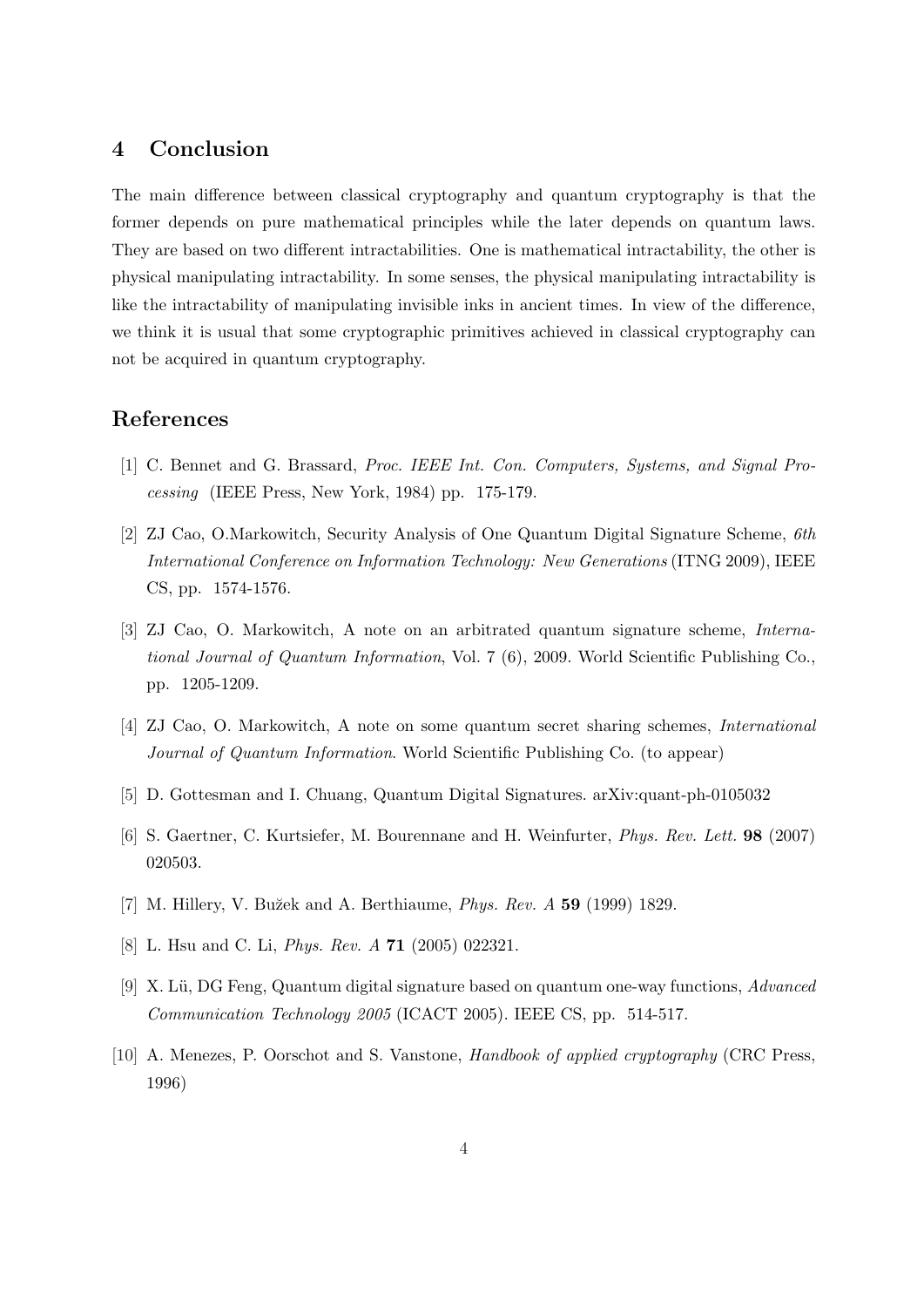## 4 Conclusion

The main difference between classical cryptography and quantum cryptography is that the former depends on pure mathematical principles while the later depends on quantum laws. They are based on two different intractabilities. One is mathematical intractability, the other is physical manipulating intractability. In some senses, the physical manipulating intractability is like the intractability of manipulating invisible inks in ancient times. In view of the difference, we think it is usual that some cryptographic primitives achieved in classical cryptography can not be acquired in quantum cryptography.

## References

[1] C. Bennet and G. Brassard, *Proc. IEEE Int. Con. Computers, Systems, and Signal Processing* (IEEE Press, New York, 1984) pp. 175-179.

[2] ZJ Cao, O.Markowitch, Security Analysis of One Quantum Digital Signature Scheme, *6th International Conference on Information Technology: New Generations* (ITNG 2009), IEEE CS, pp. 1574-1576.

[3] ZJ Cao, O. Markowitch, A note on an arbitrated quantum signature scheme, *International Journal of Quantum Information*, Vol. 7 (6), 2009. World Scientific Publishing Co., pp. 1205-1209.

[4] ZJ Cao, O. Markowitch, A note on some quantum secret sharing schemes, *International Journal of Quantum Information*. World Scientific Publishing Co. (to appear)

[5] D. Gottesman and I. Chuang, Quantum Digital Signatures. arXiv:quant-ph-0105032

[6] S. Gaertner, C. Kurtsiefer, M. Bourennane and H. Weinfurter, *Phys. Rev. Lett.* **98** (2007) 020503.

[7] M. Hillery, V. Bužek and A. Berthiaume, *Phys. Rev. A* **59** (1999) 1829.

[8] L. Hsu and C. Li, *Phys. Rev. A* **71** (2005) 022321.

[9] X. Lü, DG Feng, Quantum digital signature based on quantum one-way functions, *Advanced Communication Technology 2005* (ICACT 2005). IEEE CS, pp. 514-517.

[10] A. Menezes, P. Oorschot and S. Vanstone, *Handbook of applied cryptography* (CRC Press, 1996)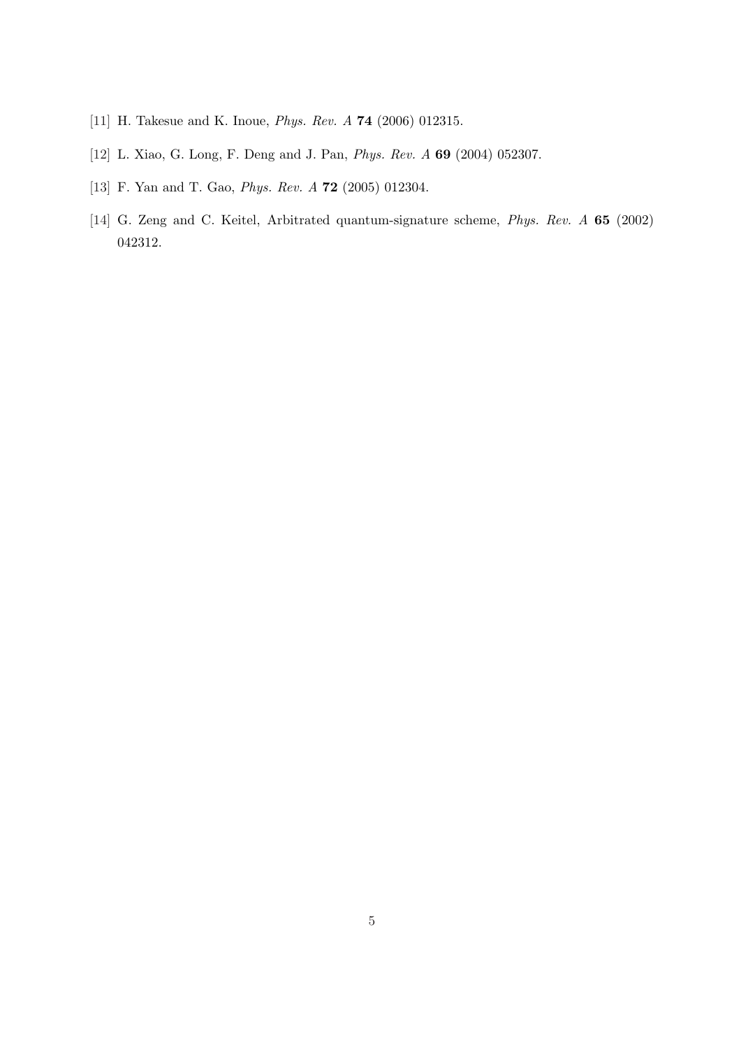[11] H. Takesue and K. Inoue, *Phys. Rev. A* **74** (2006) 012315.

[12] L. Xiao, G. Long, F. Deng and J. Pan, *Phys. Rev. A* **69** (2004) 052307.

[13] F. Yan and T. Gao, *Phys. Rev. A* **72** (2005) 012304.

[14] G. Zeng and C. Keitel, Arbitrated quantum-signature scheme, *Phys. Rev. A* **65** (2002) 042312.